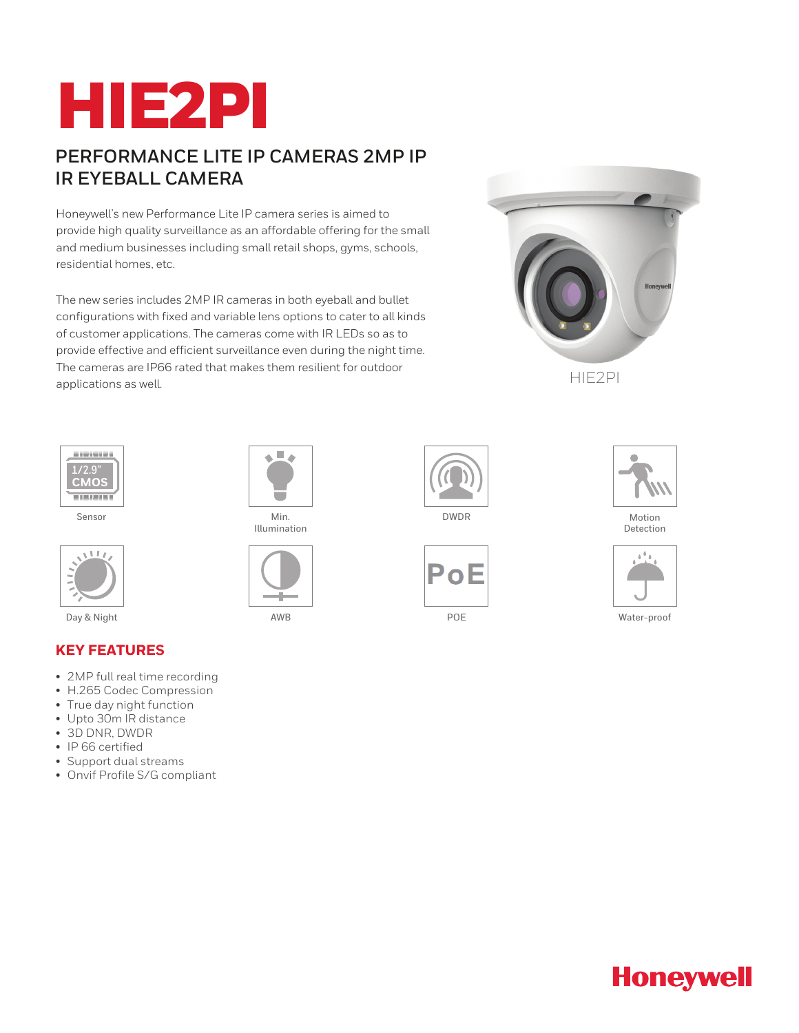# HIE2PI

## PERFORMANCE LITE IP CAMERAS 2MP IP IR EYEBALL CAMERA

Honeywell's new Performance Lite IP camera series is aimed to provide high quality surveillance as an affordable offering for the small and medium businesses including small retail shops, gyms, schools, residential homes, etc.

The new series includes 2MP IR cameras in both eyeball and bullet configurations with fixed and variable lens options to cater to all kinds of customer applications. The cameras come with IR LEDs so as to provide effective and efficient surveillance even during the night time. The cameras are IP66 rated that makes them resilient for outdoor applications as well.

HIE2PI

1/2.9" CMOS

Sensor

Min. Illumination

DWDR

Motion Detection

Day & Night

AWB

PoE

POE

Water-proof

## KEY FEATURES

- 2MP full real time recording
- H.265 Codec Compression
- True day night function
- Upto 30m IR distance
- 3D DNR, DWDR
- IP 66 certified
- Support dual streams
- Onvif Profile S/G compliant

Honeywell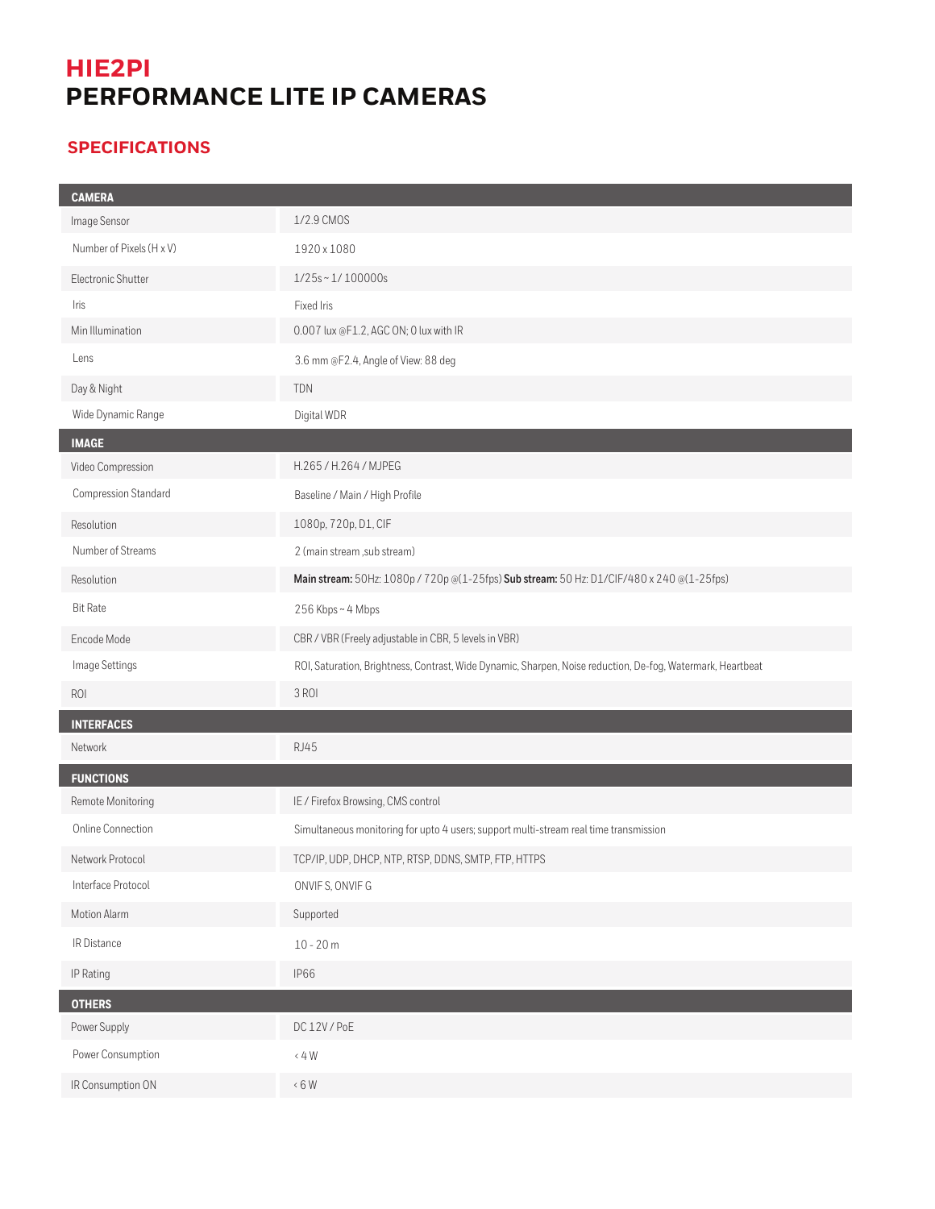# HIE2PI
# PERFORMANCE LITE IP CAMERAS

## SPECIFICATIONS

| CAMERA | |
|---|---|
| Image Sensor | 1/2.9 CMOS |
| Number of Pixels (H x V) | 1920 x 1080 |
| Electronic Shutter | 1/25s ~ 1/ 100000s |
| Iris | Fixed Iris |
| Min Illumination | 0.007 lux @F1.2, AGC ON; 0 lux with IR |
| Lens | 3.6 mm @F2.4, Angle of View: 88 deg |
| Day & Night | TDN |
| Wide Dynamic Range | Digital WDR |
| **IMAGE** | |
| Video Compression | H.265 / H.264 / MJPEG |
| Compression Standard | Baseline / Main / High Profile |
| Resolution | 1080p, 720p, D1, CIF |
| Number of Streams | 2 (main stream ,sub stream) |
| Resolution | **Main stream:** 50Hz: 1080p / 720p @(1-25fps) **Sub stream:** 50 Hz: D1/CIF/480 x 240 @(1-25fps) |
| Bit Rate | 256 Kbps ~ 4 Mbps |
| Encode Mode | CBR / VBR (Freely adjustable in CBR, 5 levels in VBR) |
| Image Settings | ROI, Saturation, Brightness, Contrast, Wide Dynamic, Sharpen, Noise reduction, De-fog, Watermark, Heartbeat |
| ROI | 3 ROI |
| **INTERFACES** | |
| Network | RJ45 |
| **FUNCTIONS** | |
| Remote Monitoring | IE / Firefox Browsing, CMS control |
| Online Connection | Simultaneous monitoring for upto 4 users; support multi-stream real time transmission |
| Network Protocol | TCP/IP, UDP, DHCP, NTP, RTSP, DDNS, SMTP, FTP, HTTPS |
| Interface Protocol | ONVIF S, ONVIF G |
| Motion Alarm | Supported |
| IR Distance | 10 - 20 m |
| IP Rating | IP66 |
| **OTHERS** | |
| Power Supply | DC 12V / PoE |
| Power Consumption | < 4 W |
| IR Consumption ON | < 6 W |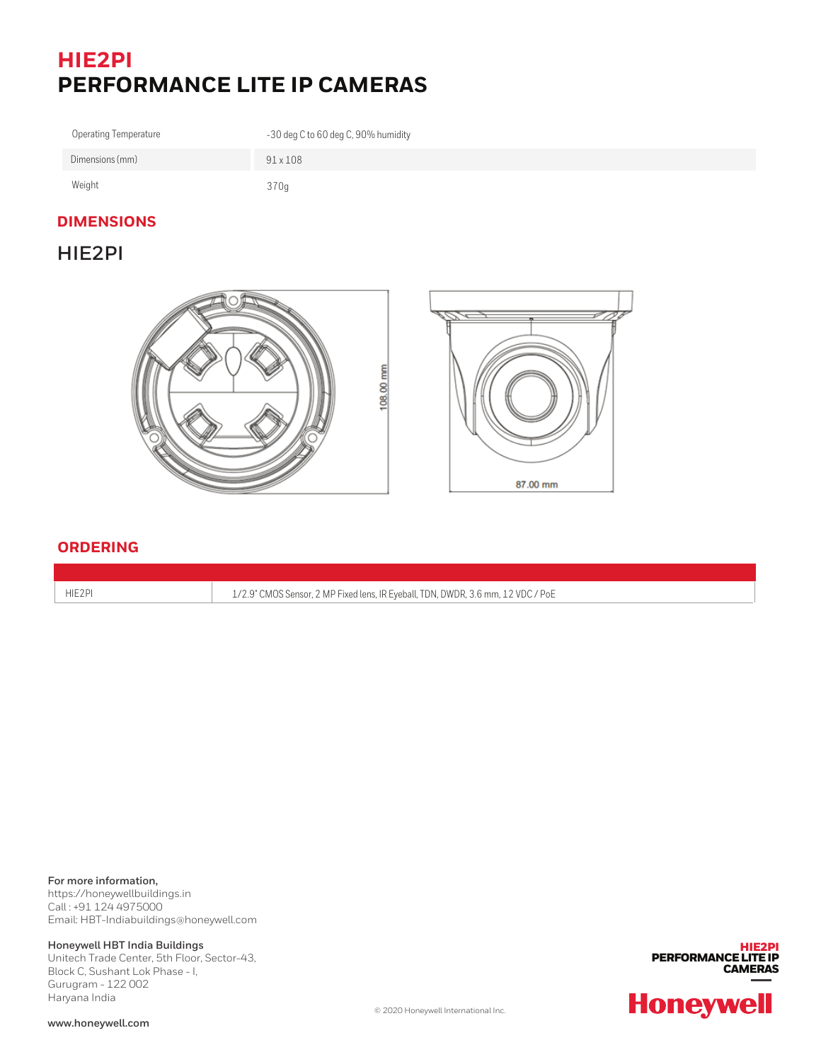# HIE2PI
# PERFORMANCE LITE IP CAMERAS

| | |
|---|---|
| Operating Temperature | -30 deg C to 60 deg C, 90% humidity |
| Dimensions (mm) | 91 x 108 |
| Weight | 370g |

## DIMENSIONS

### HIE2PI

108.00 mm

87.00 mm

## ORDERING

| | |
|---|---|
| HIE2PI | 1/2.9" CMOS Sensor, 2 MP Fixed lens, IR Eyeball, TDN, DWDR, 3.6 mm, 12 VDC / PoE |

**For more information,**
https://honeywellbuildings.in
Call : +91 124 4975000
Email: HBT-Indiabuildings@honeywell.com

**Honeywell HBT India Buildings**
Unitech Trade Center, 5th Floor, Sector-43,
Block C, Sushant Lok Phase - I,
Gurugram - 122 002
Haryana India

**www.honeywell.com**

© 2020 Honeywell International Inc.

**HIE2PI**
**PERFORMANCE LITE IP CAMERAS**

**Honeywell**